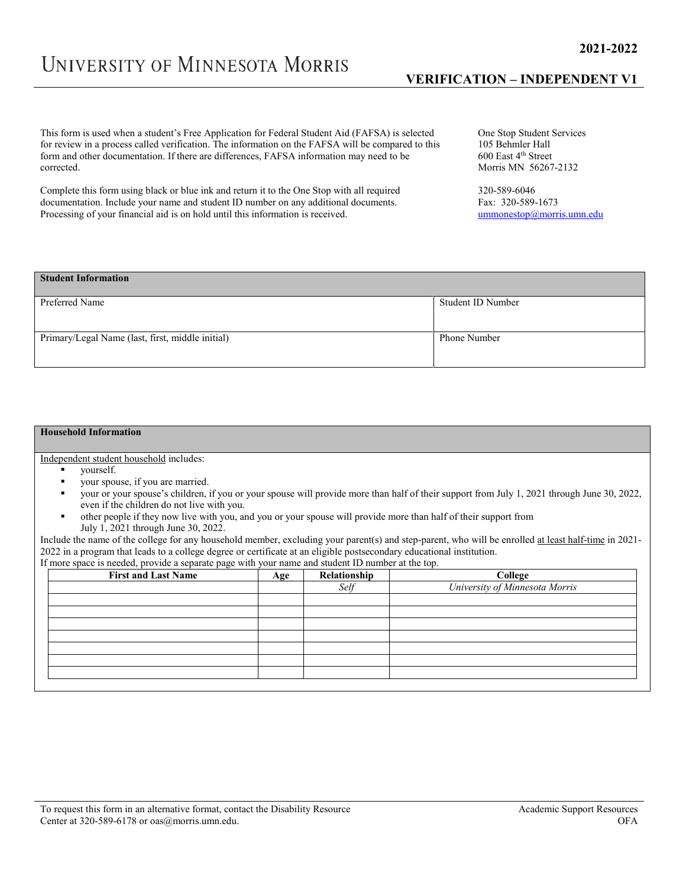# UNIVERSITY OF MINNESOTA MORRIS

**2021-2022**

## VERIFICATION – INDEPENDENT V1

This form is used when a student's Free Application for Federal Student Aid (FAFSA) is selected for review in a process called verification. The information on the FAFSA will be compared to this form and other documentation. If there are differences, FAFSA information may need to be corrected.

Complete this form using black or blue ink and return it to the One Stop with all required documentation. Include your name and student ID number on any additional documents. Processing of your financial aid is on hold until this information is received.

One Stop Student Services
105 Behmler Hall
600 East 4th Street
Morris MN 56267-2132

320-589-6046
Fax: 320-589-1673
ummonestop@morris.umn.edu

| **Student Information** | |
|---|---|
| Preferred Name | Student ID Number |
| Primary/Legal Name (last, first, middle initial) | Phone Number |

### Household Information

Independent student household includes:

- yourself.
- your spouse, if you are married.
- your or your spouse's children, if you or your spouse will provide more than half of their support from July 1, 2021 through June 30, 2022, even if the children do not live with you.
- other people if they now live with you, and you or your spouse will provide more than half of their support from July 1, 2021 through June 30, 2022.

Include the name of the college for any household member, excluding your parent(s) and step-parent, who will be enrolled at least half-time in 2021-2022 in a program that leads to a college degree or certificate at an eligible postsecondary educational institution.
If more space is needed, provide a separate page with your name and student ID number at the top.

| First and Last Name | Age | Relationship | College |
|---|---|---|---|
| | | *Self* | *University of Minnesota Morris* |
| | | | |
| | | | |
| | | | |
| | | | |
| | | | |
| | | | |
| | | | |

To request this form in an alternative format, contact the Disability Resource Center at 320-589-6178 or oas@morris.umn.edu.

Academic Support Resources
OFA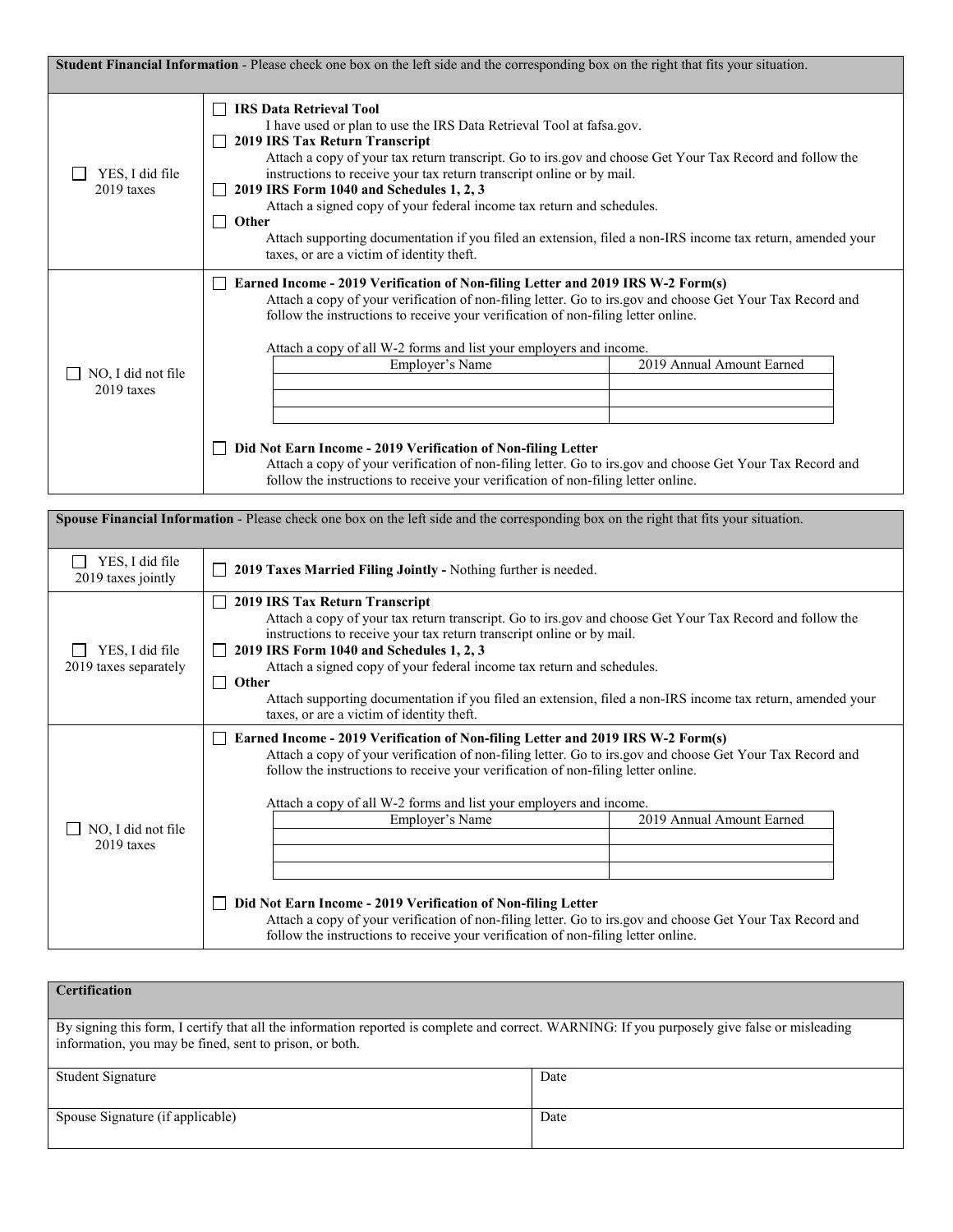**Student Financial Information** - Please check one box on the left side and the corresponding box on the right that fits your situation.

| | |
|---|---|
| ☐ YES, I did file 2019 taxes | ☐ **IRS Data Retrieval Tool**<br>I have used or plan to use the IRS Data Retrieval Tool at fafsa.gov.<br>☐ **2019 IRS Tax Return Transcript**<br>Attach a copy of your tax return transcript. Go to irs.gov and choose Get Your Tax Record and follow the instructions to receive your tax return transcript online or by mail.<br>☐ **2019 IRS Form 1040 and Schedules 1, 2, 3**<br>Attach a signed copy of your federal income tax return and schedules.<br>☐ **Other**<br>Attach supporting documentation if you filed an extension, filed a non-IRS income tax return, amended your taxes, or are a victim of identity theft. |
| ☐ NO, I did not file 2019 taxes | ☐ **Earned Income - 2019 Verification of Non-filing Letter and 2019 IRS W-2 Form(s)**<br>Attach a copy of your verification of non-filing letter. Go to irs.gov and choose Get Your Tax Record and follow the instructions to receive your verification of non-filing letter online.<br><br>Attach a copy of all W-2 forms and list your employers and income.<br><br>☐ **Did Not Earn Income - 2019 Verification of Non-filing Letter**<br>Attach a copy of your verification of non-filing letter. Go to irs.gov and choose Get Your Tax Record and follow the instructions to receive your verification of non-filing letter online. |

| Employer's Name | 2019 Annual Amount Earned |
|---|---|
| | |
| | |
| | |

**Spouse Financial Information** - Please check one box on the left side and the corresponding box on the right that fits your situation.

| | |
|---|---|
| ☐ YES, I did file 2019 taxes jointly | ☐ **2019 Taxes Married Filing Jointly -** Nothing further is needed. |
| ☐ YES, I did file 2019 taxes separately | ☐ **2019 IRS Tax Return Transcript**<br>Attach a copy of your tax return transcript. Go to irs.gov and choose Get Your Tax Record and follow the instructions to receive your tax return transcript online or by mail.<br>☐ **2019 IRS Form 1040 and Schedules 1, 2, 3**<br>Attach a signed copy of your federal income tax return and schedules.<br>☐ **Other**<br>Attach supporting documentation if you filed an extension, filed a non-IRS income tax return, amended your taxes, or are a victim of identity theft. |
| ☐ NO, I did not file 2019 taxes | ☐ **Earned Income - 2019 Verification of Non-filing Letter and 2019 IRS W-2 Form(s)**<br>Attach a copy of your verification of non-filing letter. Go to irs.gov and choose Get Your Tax Record and follow the instructions to receive your verification of non-filing letter online.<br><br>Attach a copy of all W-2 forms and list your employers and income.<br><br>☐ **Did Not Earn Income - 2019 Verification of Non-filing Letter**<br>Attach a copy of your verification of non-filing letter. Go to irs.gov and choose Get Your Tax Record and follow the instructions to receive your verification of non-filing letter online. |

| Employer's Name | 2019 Annual Amount Earned |
|---|---|
| | |
| | |
| | |

**Certification**

By signing this form, I certify that all the information reported is complete and correct. WARNING: If you purposely give false or misleading information, you may be fined, sent to prison, or both.

| | |
|---|---|
| Student Signature | Date |
| Spouse Signature (if applicable) | Date |